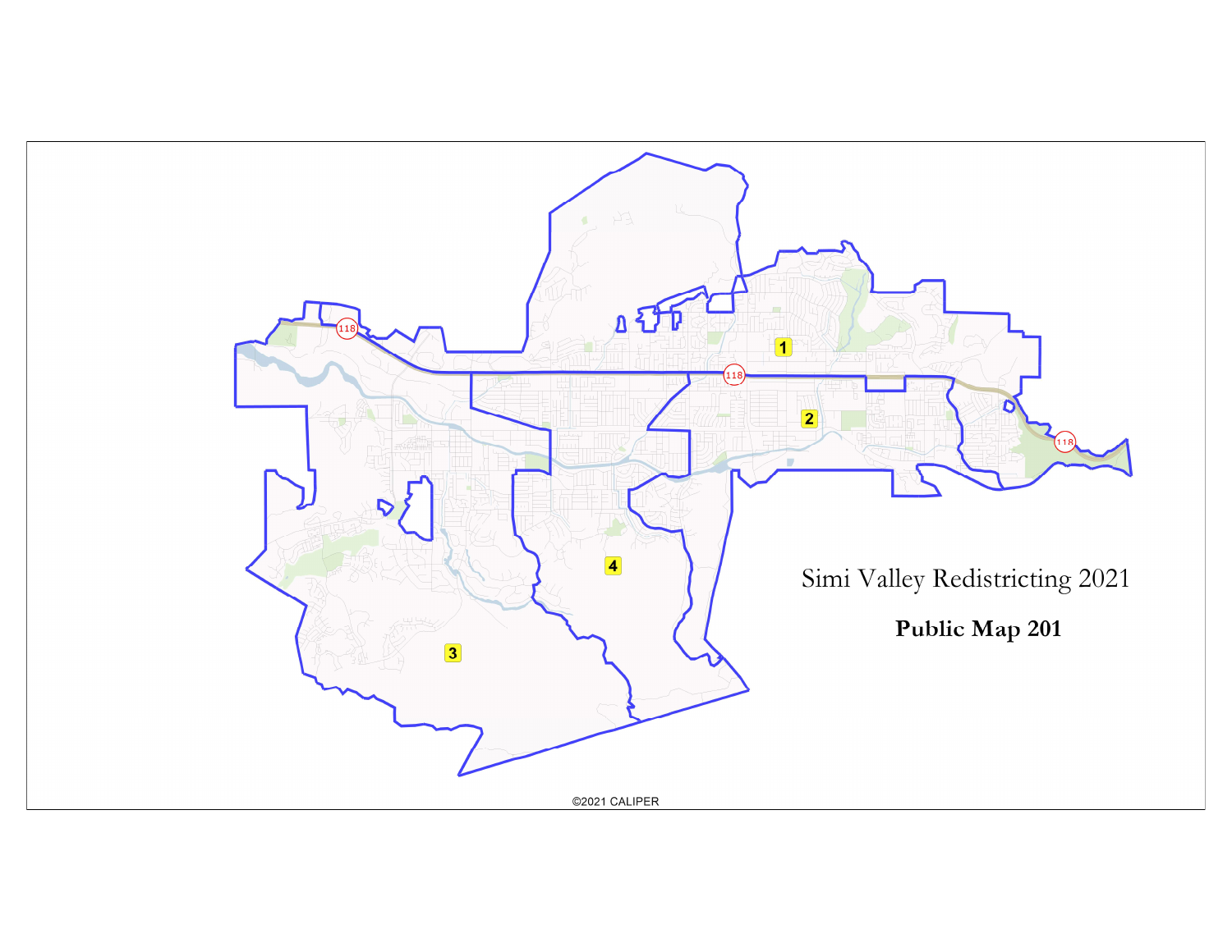# Simi Valley Redistricting 2021

**Public Map 201**

©2021 CALIPER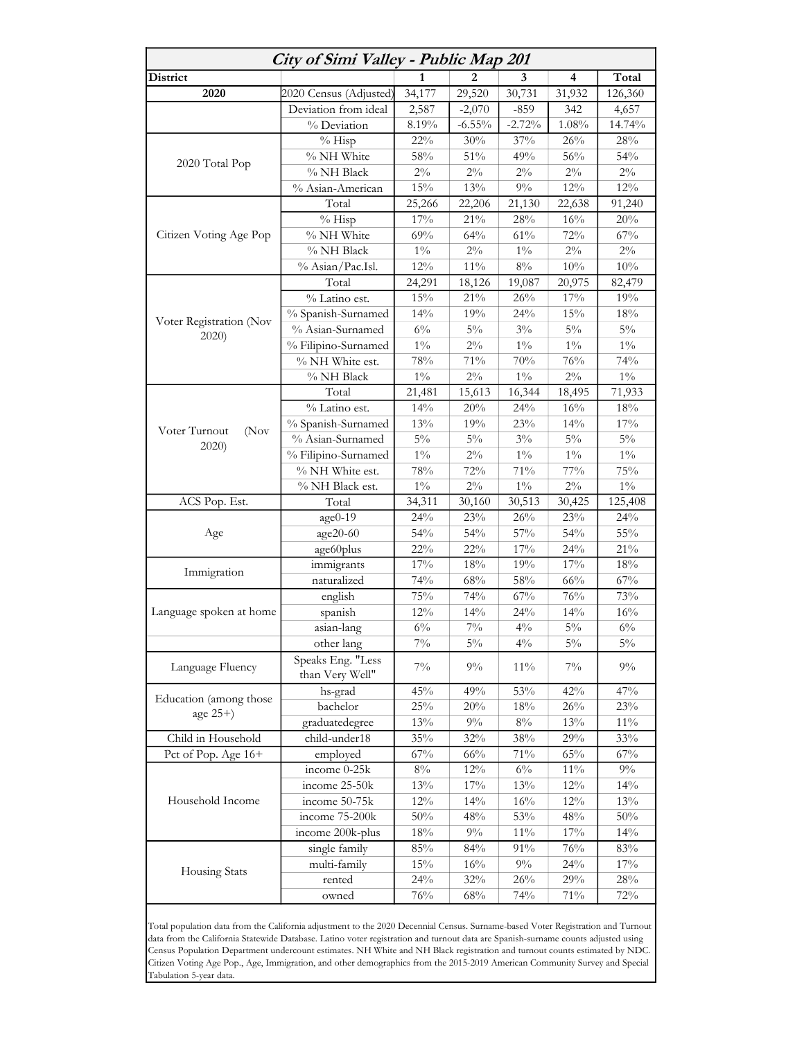# *City of Simi Valley - Public Map 201*

| District | | 1 | 2 | 3 | 4 | Total |
|---|---|---|---|---|---|---|
| 2020 | 2020 Census (Adjusted) | 34,177 | 29,520 | 30,731 | 31,932 | 126,360 |
| | Deviation from ideal | 2,587 | -2,070 | -859 | 342 | 4,657 |
| | % Deviation | 8.19% | -6.55% | -2.72% | 1.08% | 14.74% |
| 2020 Total Pop | % Hisp | 22% | 30% | 37% | 26% | 28% |
| | % NH White | 58% | 51% | 49% | 56% | 54% |
| | % NH Black | 2% | 2% | 2% | 2% | 2% |
| | % Asian-American | 15% | 13% | 9% | 12% | 12% |
| Citizen Voting Age Pop | Total | 25,266 | 22,206 | 21,130 | 22,638 | 91,240 |
| | % Hisp | 17% | 21% | 28% | 16% | 20% |
| | % NH White | 69% | 64% | 61% | 72% | 67% |
| | % NH Black | 1% | 2% | 1% | 2% | 2% |
| | % Asian/Pac.Isl. | 12% | 11% | 8% | 10% | 10% |
| Voter Registration (Nov 2020) | Total | 24,291 | 18,126 | 19,087 | 20,975 | 82,479 |
| | % Latino est. | 15% | 21% | 26% | 17% | 19% |
| | % Spanish-Surnamed | 14% | 19% | 24% | 15% | 18% |
| | % Asian-Surnamed | 6% | 5% | 3% | 5% | 5% |
| | % Filipino-Surnamed | 1% | 2% | 1% | 1% | 1% |
| | % NH White est. | 78% | 71% | 70% | 76% | 74% |
| | % NH Black | 1% | 2% | 1% | 2% | 1% |
| Voter Turnout (Nov 2020) | Total | 21,481 | 15,613 | 16,344 | 18,495 | 71,933 |
| | % Latino est. | 14% | 20% | 24% | 16% | 18% |
| | % Spanish-Surnamed | 13% | 19% | 23% | 14% | 17% |
| | % Asian-Surnamed | 5% | 5% | 3% | 5% | 5% |
| | % Filipino-Surnamed | 1% | 2% | 1% | 1% | 1% |
| | % NH White est. | 78% | 72% | 71% | 77% | 75% |
| | % NH Black est. | 1% | 2% | 1% | 2% | 1% |
| ACS Pop. Est. | Total | 34,311 | 30,160 | 30,513 | 30,425 | 125,408 |
| Age | age0-19 | 24% | 23% | 26% | 23% | 24% |
| | age20-60 | 54% | 54% | 57% | 54% | 55% |
| | age60plus | 22% | 22% | 17% | 24% | 21% |
| Immigration | immigrants | 17% | 18% | 19% | 17% | 18% |
| | naturalized | 74% | 68% | 58% | 66% | 67% |
| Language spoken at home | english | 75% | 74% | 67% | 76% | 73% |
| | spanish | 12% | 14% | 24% | 14% | 16% |
| | asian-lang | 6% | 7% | 4% | 5% | 6% |
| | other lang | 7% | 5% | 4% | 5% | 5% |
| Language Fluency | Speaks Eng. "Less than Very Well" | 7% | 9% | 11% | 7% | 9% |
| Education (among those age 25+) | hs-grad | 45% | 49% | 53% | 42% | 47% |
| | bachelor | 25% | 20% | 18% | 26% | 23% |
| | graduatedegree | 13% | 9% | 8% | 13% | 11% |
| Child in Household | child-under18 | 35% | 32% | 38% | 29% | 33% |
| Pct of Pop. Age 16+ | employed | 67% | 66% | 71% | 65% | 67% |
| Household Income | income 0-25k | 8% | 12% | 6% | 11% | 9% |
| | income 25-50k | 13% | 17% | 13% | 12% | 14% |
| | income 50-75k | 12% | 14% | 16% | 12% | 13% |
| | income 75-200k | 50% | 48% | 53% | 48% | 50% |
| | income 200k-plus | 18% | 9% | 11% | 17% | 14% |
| Housing Stats | single family | 85% | 84% | 91% | 76% | 83% |
| | multi-family | 15% | 16% | 9% | 24% | 17% |
| | rented | 24% | 32% | 26% | 29% | 28% |
| | owned | 76% | 68% | 74% | 71% | 72% |

Total population data from the California adjustment to the 2020 Decennial Census. Surname-based Voter Registration and Turnout data from the California Statewide Database. Latino voter registration and turnout data are Spanish-surname counts adjusted using Census Population Department undercount estimates. NH White and NH Black registration and turnout counts estimated by NDC. Citizen Voting Age Pop., Age, Immigration, and other demographics from the 2015-2019 American Community Survey and Special Tabulation 5-year data.